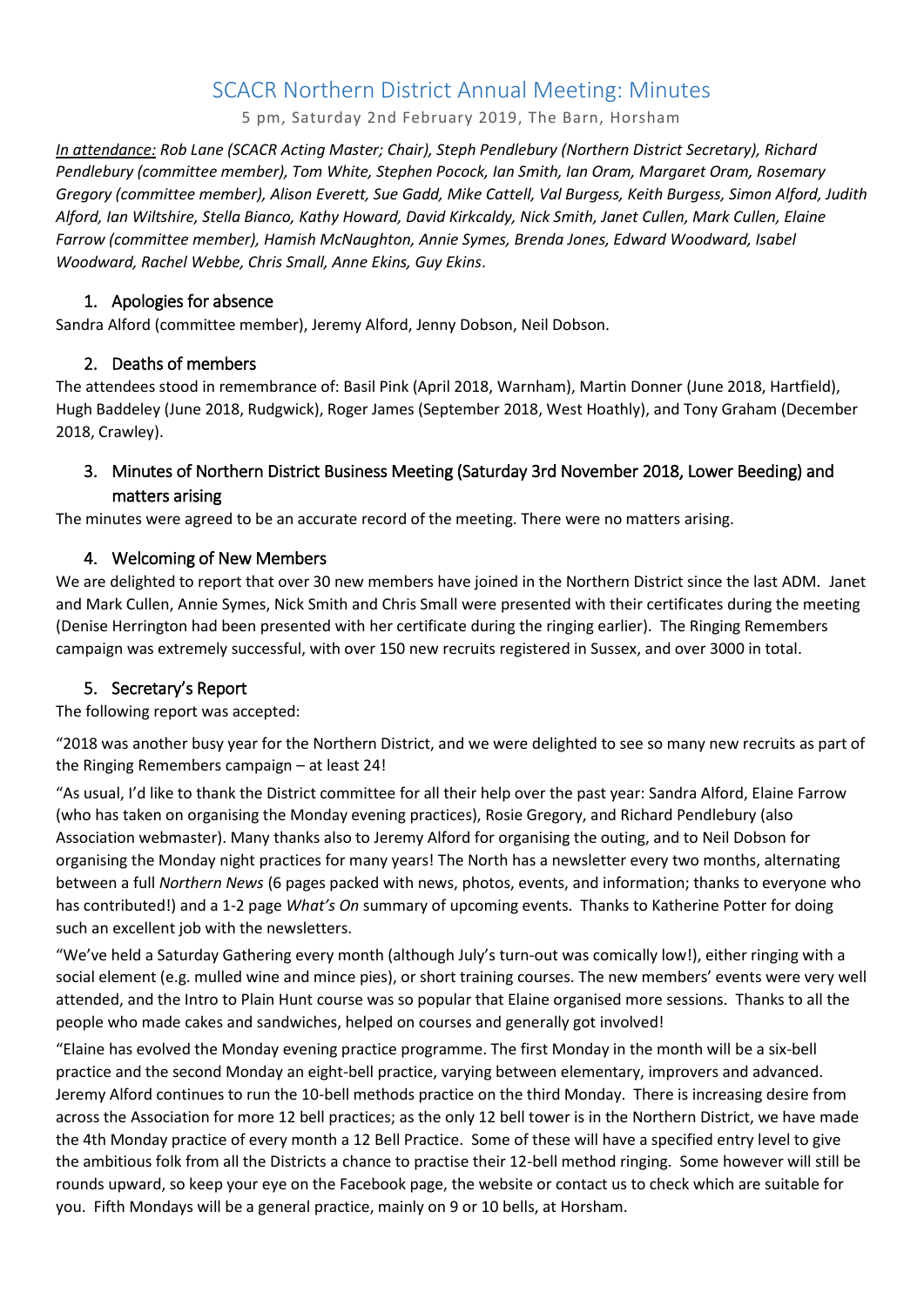# SCACR Northern District Annual Meeting: Minutes

5 pm, Saturday 2nd February 2019, The Barn, Horsham

*<u>In attendance:</u> Rob Lane (SCACR Acting Master; Chair), Steph Pendlebury (Northern District Secretary), Richard Pendlebury (committee member), Tom White, Stephen Pocock, Ian Smith, Ian Oram, Margaret Oram, Rosemary Gregory (committee member), Alison Everett, Sue Gadd, Mike Cattell, Val Burgess, Keith Burgess, Simon Alford, Judith Alford, Ian Wiltshire, Stella Bianco, Kathy Howard, David Kirkcaldy, Nick Smith, Janet Cullen, Mark Cullen, Elaine Farrow (committee member), Hamish McNaughton, Annie Symes, Brenda Jones, Edward Woodward, Isabel Woodward, Rachel Webbe, Chris Small, Anne Ekins, Guy Ekins*.

## 1. Apologies for absence

Sandra Alford (committee member), Jeremy Alford, Jenny Dobson, Neil Dobson.

## 2. Deaths of members

The attendees stood in remembrance of: Basil Pink (April 2018, Warnham), Martin Donner (June 2018, Hartfield), Hugh Baddeley (June 2018, Rudgwick), Roger James (September 2018, West Hoathly), and Tony Graham (December 2018, Crawley).

## 3. Minutes of Northern District Business Meeting (Saturday 3rd November 2018, Lower Beeding) and matters arising

The minutes were agreed to be an accurate record of the meeting. There were no matters arising.

## 4. Welcoming of New Members

We are delighted to report that over 30 new members have joined in the Northern District since the last ADM. Janet and Mark Cullen, Annie Symes, Nick Smith and Chris Small were presented with their certificates during the meeting (Denise Herrington had been presented with her certificate during the ringing earlier). The Ringing Remembers campaign was extremely successful, with over 150 new recruits registered in Sussex, and over 3000 in total.

## 5. Secretary's Report

The following report was accepted:

"2018 was another busy year for the Northern District, and we were delighted to see so many new recruits as part of the Ringing Remembers campaign – at least 24!

"As usual, I'd like to thank the District committee for all their help over the past year: Sandra Alford, Elaine Farrow (who has taken on organising the Monday evening practices), Rosie Gregory, and Richard Pendlebury (also Association webmaster). Many thanks also to Jeremy Alford for organising the outing, and to Neil Dobson for organising the Monday night practices for many years! The North has a newsletter every two months, alternating between a full *Northern News* (6 pages packed with news, photos, events, and information; thanks to everyone who has contributed!) and a 1-2 page *What's On* summary of upcoming events. Thanks to Katherine Potter for doing such an excellent job with the newsletters.

"We've held a Saturday Gathering every month (although July's turn-out was comically low!), either ringing with a social element (e.g. mulled wine and mince pies), or short training courses. The new members' events were very well attended, and the Intro to Plain Hunt course was so popular that Elaine organised more sessions. Thanks to all the people who made cakes and sandwiches, helped on courses and generally got involved!

"Elaine has evolved the Monday evening practice programme. The first Monday in the month will be a six-bell practice and the second Monday an eight-bell practice, varying between elementary, improvers and advanced. Jeremy Alford continues to run the 10-bell methods practice on the third Monday. There is increasing desire from across the Association for more 12 bell practices; as the only 12 bell tower is in the Northern District, we have made the 4th Monday practice of every month a 12 Bell Practice. Some of these will have a specified entry level to give the ambitious folk from all the Districts a chance to practise their 12-bell method ringing. Some however will still be rounds upward, so keep your eye on the Facebook page, the website or contact us to check which are suitable for you. Fifth Mondays will be a general practice, mainly on 9 or 10 bells, at Horsham.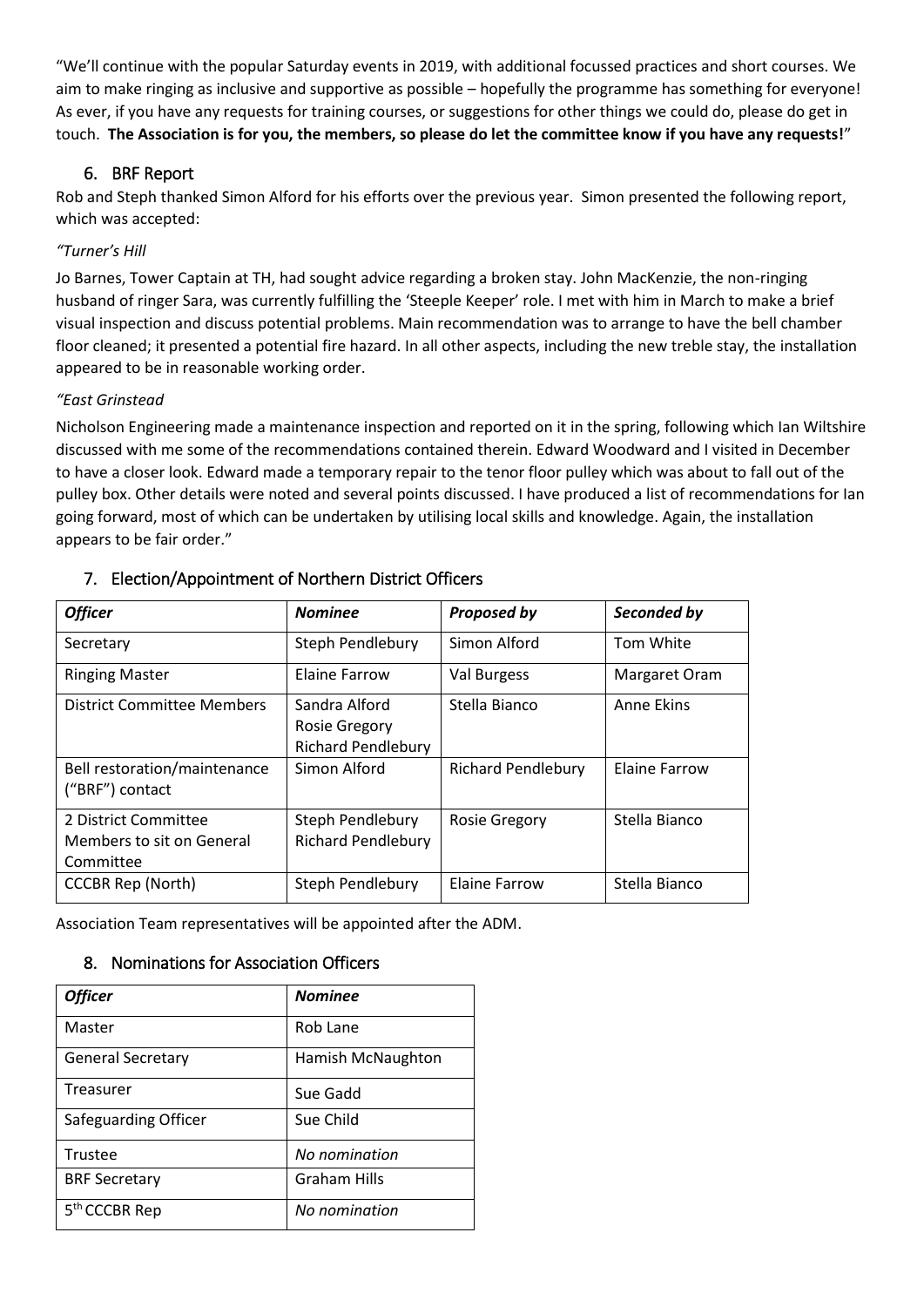"We'll continue with the popular Saturday events in 2019, with additional focussed practices and short courses. We aim to make ringing as inclusive and supportive as possible – hopefully the programme has something for everyone! As ever, if you have any requests for training courses, or suggestions for other things we could do, please do get in touch. **The Association is for you, the members, so please do let the committee know if you have any requests!**"

## 6. BRF Report

Rob and Steph thanked Simon Alford for his efforts over the previous year. Simon presented the following report, which was accepted:

*"Turner's Hill*

Jo Barnes, Tower Captain at TH, had sought advice regarding a broken stay. John MacKenzie, the non-ringing husband of ringer Sara, was currently fulfilling the 'Steeple Keeper' role. I met with him in March to make a brief visual inspection and discuss potential problems. Main recommendation was to arrange to have the bell chamber floor cleaned; it presented a potential fire hazard. In all other aspects, including the new treble stay, the installation appeared to be in reasonable working order.

*"East Grinstead*

Nicholson Engineering made a maintenance inspection and reported on it in the spring, following which Ian Wiltshire discussed with me some of the recommendations contained therein. Edward Woodward and I visited in December to have a closer look. Edward made a temporary repair to the tenor floor pulley which was about to fall out of the pulley box. Other details were noted and several points discussed. I have produced a list of recommendations for Ian going forward, most of which can be undertaken by utilising local skills and knowledge. Again, the installation appears to be fair order."

## 7. Election/Appointment of Northern District Officers

| *Officer* | *Nominee* | *Proposed by* | *Seconded by* |
|---|---|---|---|
| Secretary | Steph Pendlebury | Simon Alford | Tom White |
| Ringing Master | Elaine Farrow | Val Burgess | Margaret Oram |
| District Committee Members | Sandra Alford<br>Rosie Gregory<br>Richard Pendlebury | Stella Bianco | Anne Ekins |
| Bell restoration/maintenance ("BRF") contact | Simon Alford | Richard Pendlebury | Elaine Farrow |
| 2 District Committee Members to sit on General Committee | Steph Pendlebury<br>Richard Pendlebury | Rosie Gregory | Stella Bianco |
| CCCBR Rep (North) | Steph Pendlebury | Elaine Farrow | Stella Bianco |

Association Team representatives will be appointed after the ADM.

## 8. Nominations for Association Officers

| *Officer* | *Nominee* |
|---|---|
| Master | Rob Lane |
| General Secretary | Hamish McNaughton |
| Treasurer | Sue Gadd |
| Safeguarding Officer | Sue Child |
| Trustee | *No nomination* |
| BRF Secretary | Graham Hills |
| 5th CCCBR Rep | *No nomination* |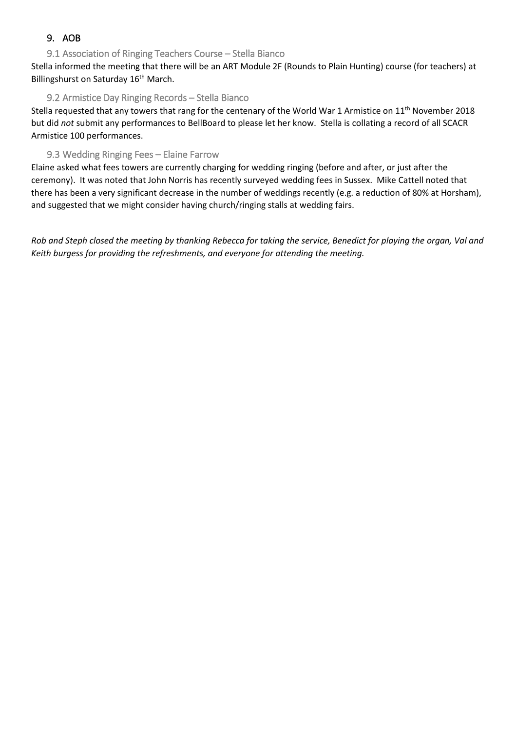## 9. AOB

### 9.1 Association of Ringing Teachers Course – Stella Bianco

Stella informed the meeting that there will be an ART Module 2F (Rounds to Plain Hunting) course (for teachers) at Billingshurst on Saturday 16th March.

### 9.2 Armistice Day Ringing Records – Stella Bianco

Stella requested that any towers that rang for the centenary of the World War 1 Armistice on 11th November 2018 but did *not* submit any performances to BellBoard to please let her know. Stella is collating a record of all SCACR Armistice 100 performances.

### 9.3 Wedding Ringing Fees – Elaine Farrow

Elaine asked what fees towers are currently charging for wedding ringing (before and after, or just after the ceremony). It was noted that John Norris has recently surveyed wedding fees in Sussex. Mike Cattell noted that there has been a very significant decrease in the number of weddings recently (e.g. a reduction of 80% at Horsham), and suggested that we might consider having church/ringing stalls at wedding fairs.

*Rob and Steph closed the meeting by thanking Rebecca for taking the service, Benedict for playing the organ, Val and Keith burgess for providing the refreshments, and everyone for attending the meeting.*